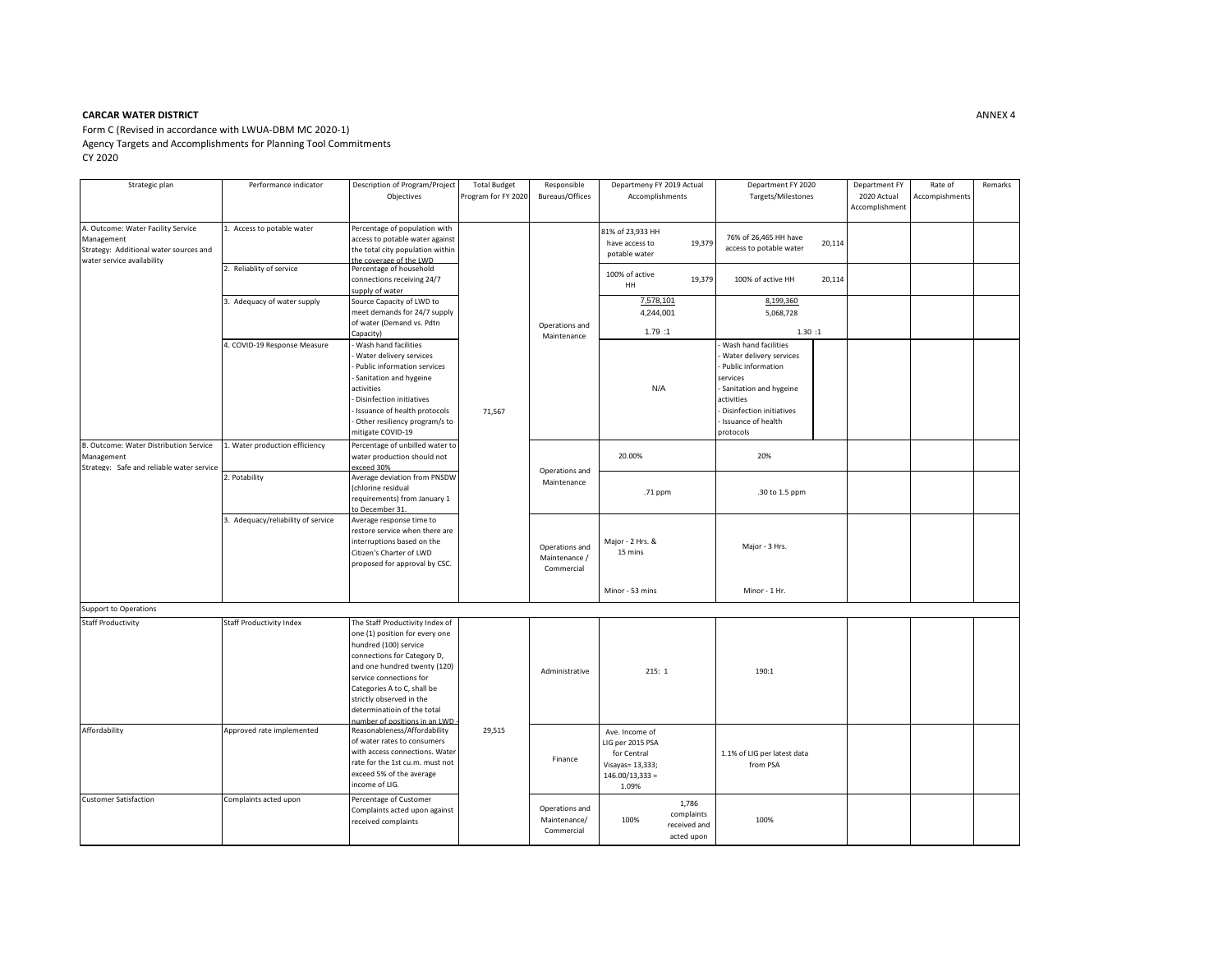**CARCAR WATER DISTRICT**

ANNEX 4

Form C (Revised in accordance with LWUA-DBM MC 2020-1)
Agency Targets and Accomplishments for Planning Tool Commitments
CY 2020

| Strategic plan | Performance indicator | Description of Program/Project Objectives | Total Budget Program for FY 2020 | Responsible Bureaus/Offices | Departmeny FY 2019 Actual Accomplishments | Department FY 2020 Targets/Milestones | Department FY 2020 Actual Accomplishment | Rate of Accomplishments | Remarks |
|---|---|---|---|---|---|---|---|---|---|
| A. Outcome: Water Facility Service Management<br>Strategy: Additional water sources and water service availability | 1. Access to potable water | Percentage of population with access to potable water against the total city population within the coverage of the LWD | 71,567 | Operations and Maintenance | 81% of 23,933 HH have access to potable water 19,379 | 76% of 26,465 HH have access to potable water 20,114 | | | |
| | 2. Reliablity of service | Percentage of household connections receiving 24/7 supply of water | | | 100% of active HH 19,379 | 100% of active HH 20,114 | | | |
| | 3. Adequacy of water supply | Source Capacity of LWD to meet demands for 24/7 supply of water (Demand vs. Pdtn Capacity) | | | 7,578,101<br>4,244,001<br>1.79 :1 | 8,199,360<br>5,068,728<br>1.30 :1 | | | |
| | 4. COVID-19 Response Measure | - Wash hand facilities<br>- Water delivery services<br>- Public information services<br>- Sanitation and hygeine activities<br>- Disinfection initiatives<br>- Issuance of health protocols<br>- Other resiliency program/s to mitigate COVID-19 | | | N/A | - Wash hand facilities<br>- Water delivery services<br>- Public information services<br>- Sanitation and hygeine activities<br>- Disinfection initiatives<br>- Issuance of health protocols | | | |
| B. Outcome: Water Distribution Service Management<br>Strategy: Safe and reliable water service | 1. Water production efficiency | Percentage of unbilled water to water production should not exceed 30% | | Operations and Maintenance | 20.00% | 20% | | | |
| | 2. Potability | Average deviation from PNSDW (chlorine residual requirements) from January 1 to December 31. | | | .71 ppm | .30 to 1.5 ppm | | | |
| | 3. Adequacy/reliability of service | Average response time to restore service when there are interruptions based on the Citizen's Charter of LWD proposed for approval by CSC. | | Operations and Maintenance / Commercial | Major - 2 Hrs. & 15 mins<br>Minor - 53 mins | Major - 3 Hrs.<br>Minor - 1 Hr. | | | |
| Support to Operations | | | | | | | | | |
| Staff Productivity | Staff Productivity Index | The Staff Productivity Index of one (1) position for every one hundred (100) service connections for Category D, and one hundred twenty (120) service connections for Categories A to C, shall be strictly observed in the determinatioin of the total number of positions in an LWD | 29,515 | Administrative | 215: 1 | 190:1 | | | |
| Affordability | Approved rate implemented | Reasonableness/Affordability of water rates to consumers with access connections. Water rate for the 1st cu.m. must not exceed 5% of the average income of LIG. | | Finance | Ave. Income of LIG per 2015 PSA for Central Visayas= 13,333; 146.00/13,333 = 1.09% | 1.1% of LIG per latest data from PSA | | | |
| Customer Satisfaction | Complaints acted upon | Percentage of Customer Complaints acted upon against received complaints | | Operations and Maintenance/ Commercial | 100% 1,786 complaints received and acted upon | 100% | | | |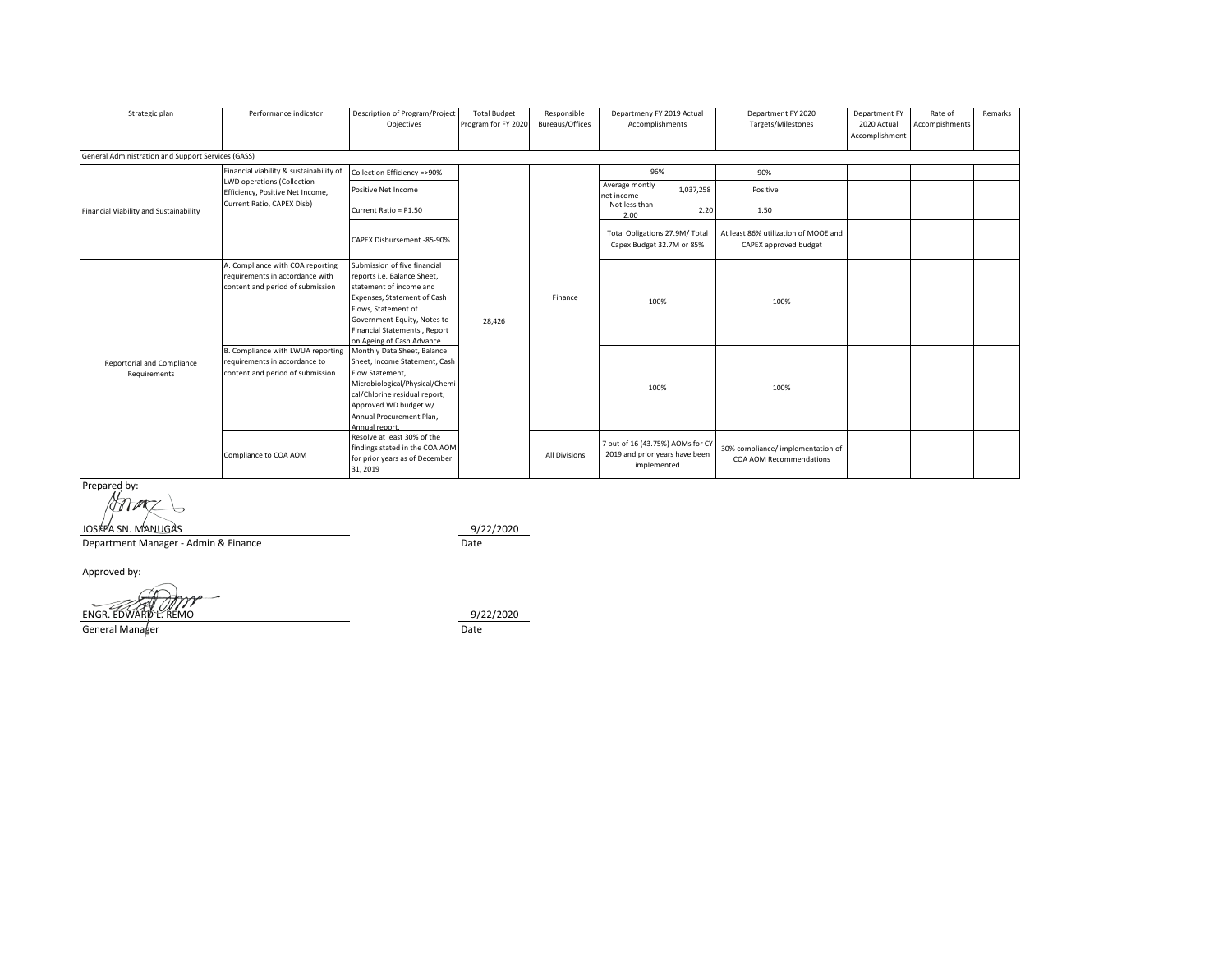| Strategic plan | Performance indicator | Description of Program/Project Objectives | Total Budget Program for FY 2020 | Responsible Bureaus/Offices | Departmeny FY 2019 Actual Accomplishments | Department FY 2020 Targets/Milestones | Department FY 2020 Actual Accomplishment | Rate of Accompishments | Remarks |
|---|---|---|---|---|---|---|---|---|---|
| General Administration and Support Services (GASS) | | | | | | | | | |
| Financial Viability and Sustainability | Financial viability & sustainability of LWD operations (Collection Efficiency, Positive Net Income, Current Ratio, CAPEX Disb) | Collection Efficiency =>90% | 28,426 | Finance | 96% | 90% | | | |
| | | Positive Net Income | | | Average montly net income 1,037,258 | Positive | | | |
| | | Current Ratio = P1.50 | | | Not less than 2.00 2.20 | 1.50 | | | |
| | | CAPEX Disbursement -85-90% | | | Total Obligations 27.9M/ Total Capex Budget 32.7M or 85% | At least 86% utilization of MOOE and CAPEX approved budget | | | |
| Reportorial and Compliance Requirements | A. Compliance with COA reporting requirements in accordance with content and period of submission | Submission of five financial reports i.e. Balance Sheet, statement of income and Expenses, Statement of Cash Flows, Statement of Government Equity, Notes to Financial Statements , Report on Ageing of Cash Advance | | | 100% | 100% | | | |
| | B. Compliance with LWUA reporting requirements in accordance to content and period of submission | Monthly Data Sheet, Balance Sheet, Income Statement, Cash Flow Statement, Microbiological/Physical/Chemical/Chlorine residual report, Approved WD budget w/ Annual Procurement Plan, Annual report. | | | 100% | 100% | | | |
| | Compliance to COA AOM | Resolve at least 30% of the findings stated in the COA AOM for prior years as of December 31, 2019 | | All Divisions | 7 out of 16 (43.75%) AOMs for CY 2019 and prior years have been implemented | 30% compliance/ implementation of COA AOM Recommendations | | | |

Prepared by:

JOSEFA SN. MANUGAS — 9/22/2020

Department Manager - Admin & Finance — Date

Approved by:

ENGR. EDWARD L. REMO — 9/22/2020

General Manager — Date